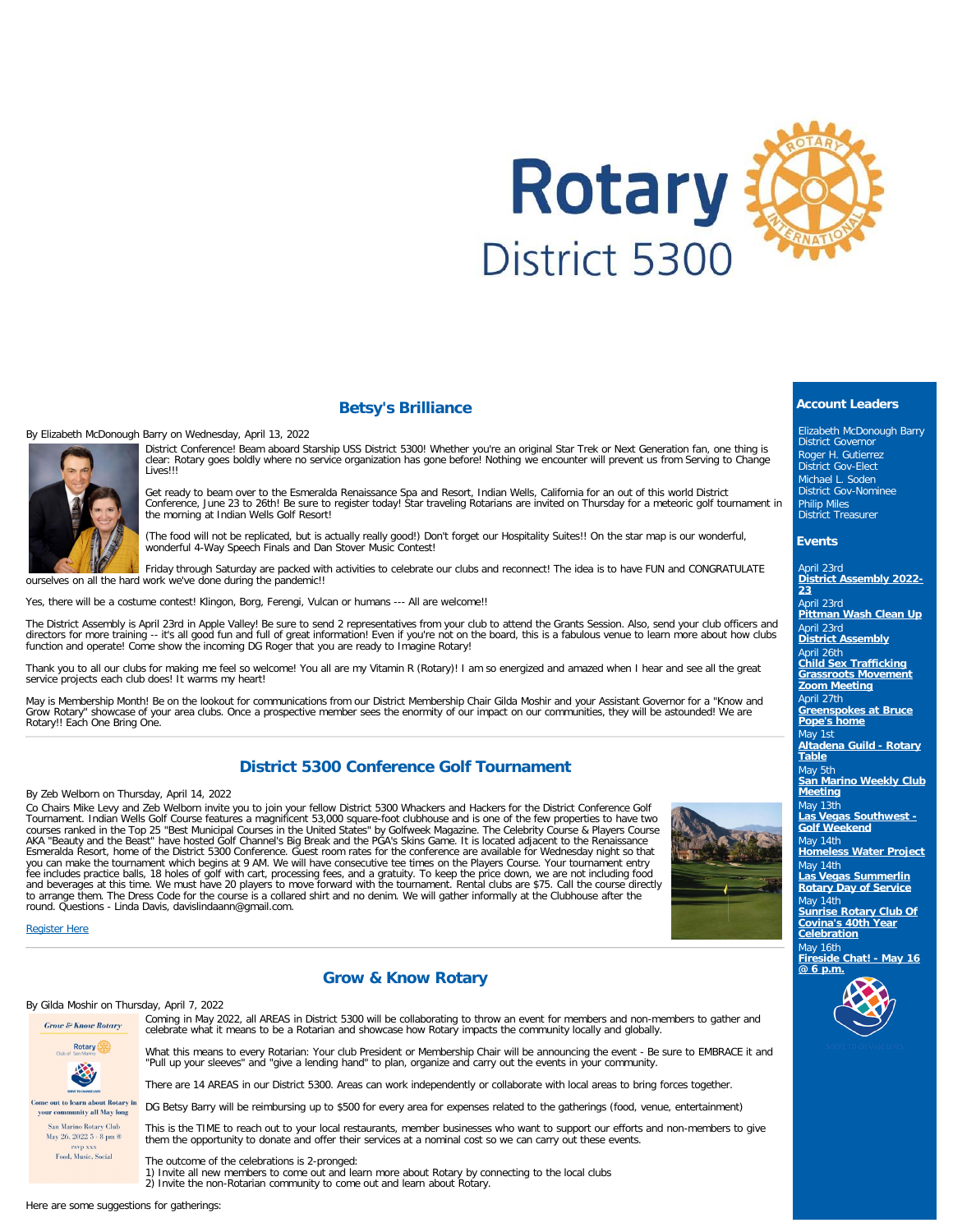Rotary District 5300

## Betsy's Brilliance

By Elizabeth McDonough Barry on Wednesday, April 13, 2022

District Conference! Beam aboard Starship USS District 5300! Whether you're an original Star Trek or Next Generation fan, one thing is clear: Rotary goes boldly where no service organization has gone before! Nothing we encounter will prevent us from Serving to Change Lives!!!

Get ready to beam over to the Esmeralda Renaissance Spa and Resort, Indian Wells, California for an out of this world District Conference, June 23 to 26th! Be sure to register today! Star traveling Rotarians are invited on Thursday for a meteoric golf tournament in the morning at Indian Wells Golf Resort!

(The food will not be replicated, but is actually really good!) Don't forget our Hospitality Suites!! On the star map is our wonderful, wonderful 4-Way Speech Finals and Dan Stover Music Contest!

Friday through Saturday are packed with activities to celebrate our clubs and reconnect! The idea is to have FUN and CONGRATULATE ourselves on all the hard work we've done during the pandemic!!

Yes, there will be a costume contest! Klingon, Borg, Ferengi, Vulcan or humans --- All are welcome!!

The District Assembly is April 23rd in Apple Valley! Be sure to send 2 representatives from your club to attend the Grants Session. Also, send your club officers and directors for more training -- it's all good fun and full of great information! Even if you're not on the board, this is a fabulous venue to learn more about how clubs function and operate! Come show the incoming DG Roger that you are ready to Imagine Rotary!

Thank you to all our clubs for making me feel so welcome! You all are my Vitamin R (Rotary)! I am so energized and amazed when I hear and see all the great service projects each club does! It warms my heart!

May is Membership Month! Be on the lookout for communications from our District Membership Chair Gilda Moshir and your Assistant Governor for a "Know and Grow Rotary" showcase of your area clubs. Once a prospective member sees the enormity of our impact on our communities, they will be astounded! We are Rotary!! Each One Bring One.

---

## District 5300 Conference Golf Tournament

By Zeb Welborn on Thursday, April 14, 2022

Co Chairs Mike Levy and Zeb Welborn invite you to join your fellow District 5300 Whackers and Hackers for the District Conference Golf Tournament. Indian Wells Golf Course features a magnificent 53,000 square-foot clubhouse and is one of the few properties to have two courses ranked in the Top 25 "Best Municipal Courses in the United States" by Golfweek Magazine. The Celebrity Course & Players Course AKA "Beauty and the Beast" have hosted Golf Channel's Big Break and the PGA's Skins Game. It is located adjacent to the Renaissance Esmeralda Resort, home of the District 5300 Conference. Guest room rates for the conference are available for Wednesday night so that you can make the tournament which begins at 9 AM. We will have consecutive tee times on the Players Course. Your tournament entry fee includes practice balls, 18 holes of golf with cart, processing fees, and a gratuity. To keep the price down, we are not including food and beverages at this time. We must have 20 players to move forward with the tournament. Rental clubs are $75. Call the course directly to arrange them. The Dress Code for the course is a collared shirt and no denim. We will gather informally at the Clubhouse after the round. Questions - Linda Davis, davislindaann@gmail.com.

Register Here

---

## Grow & Know Rotary

By Gilda Moshir on Thursday, April 7, 2022

Grow & Know Rotary
Rotary Club of San Marino
Come out to learn about Rotary in your community all May long
San Marino Rotary Club
May 26, 2022 5 - 8 pm @
rsvp xxx
Food, Music, Social

Coming in May 2022, all AREAS in District 5300 will be collaborating to throw an event for members and non-members to gather and celebrate what it means to be a Rotarian and showcase how Rotary impacts the community locally and globally.

What this means to every Rotarian: Your club President or Membership Chair will be announcing the event - Be sure to EMBRACE it and "Pull up your sleeves" and "give a lending hand" to plan, organize and carry out the events in your community.

There are 14 AREAS in our District 5300. Areas can work independently or collaborate with local areas to bring forces together.

DG Betsy Barry will be reimbursing up to $500 for every area for expenses related to the gatherings (food, venue, entertainment)

This is the TIME to reach out to your local restaurants, member businesses who want to support our efforts and non-members to give them the opportunity to donate and offer their services at a nominal cost so we can carry out these events.

The outcome of the celebrations is 2-pronged:
1) Invite all new members to come out and learn more about Rotary by connecting to the local clubs
2) Invite the non-Rotarian community to come out and learn about Rotary.

Here are some suggestions for gatherings:

---

### Account Leaders

Elizabeth McDonough Barry
District Governor
Roger H. Gutierrez
District Gov-Elect
Michael L. Soden
District Gov-Nominee
Philip Miles
District Treasurer

### Events

April 23rd
**District Assembly 2022-23**
April 23rd
**Pittman Wash Clean Up**
April 23rd
**District Assembly**
April 26th
**Child Sex Trafficking Grassroots Movement Zoom Meeting**
April 27th
**Greenspokes at Bruce Pope's home**
May 1st
**Altadena Guild - Rotary Table**
May 5th
**San Marino Weekly Club Meeting**
May 13th
**Las Vegas Southwest - Golf Weekend**
May 14th
**Homeless Water Project**
May 14th
**Las Vegas Summerlin Rotary Day of Service**
May 14th
**Sunrise Rotary Club Of Covina's 40th Year Celebration**
May 16th
**Fireside Chat! - May 16 @ 6 p.m.**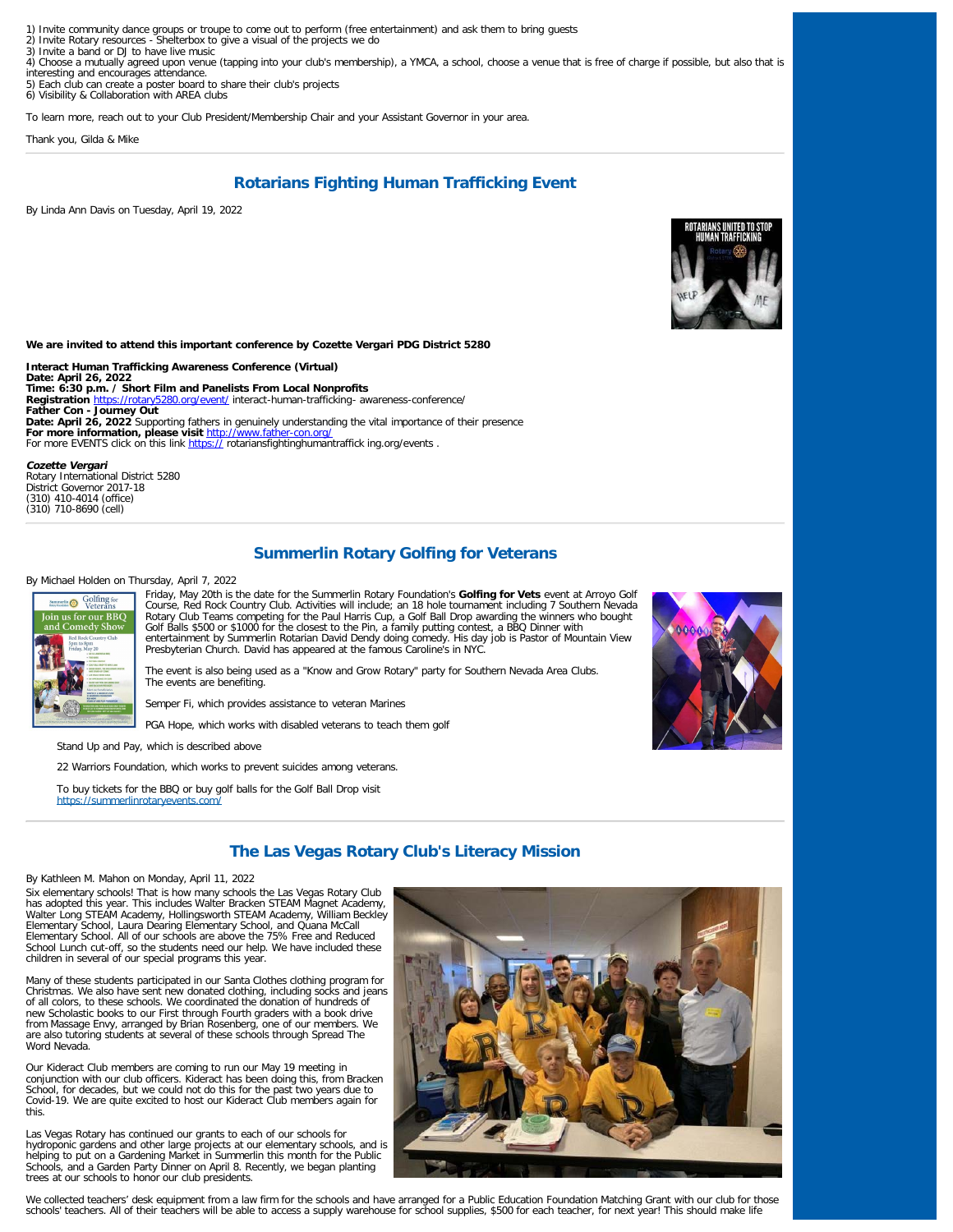1) Invite community dance groups or troupe to come out to perform (free entertainment) and ask them to bring guests
2) Invite Rotary resources - Shelterbox to give a visual of the projects we do
3) Invite a band or DJ to have live music
4) Choose a mutually agreed upon venue (tapping into your club's membership), a YMCA, a school, choose a venue that is free of charge if possible, but also that is interesting and encourages attendance.
5) Each club can create a poster board to share their club's projects
6) Visibility & Collaboration with AREA clubs

To learn more, reach out to your Club President/Membership Chair and your Assistant Governor in your area.

Thank you, Gilda & Mike

## Rotarians Fighting Human Trafficking Event

By Linda Ann Davis on Tuesday, April 19, 2022

**We are invited to attend this important conference by Cozette Vergari PDG District 5280**

**Interact Human Trafficking Awareness Conference (Virtual)**
**Date: April 26, 2022**
**Time: 6:30 p.m. / Short Film and Panelists From Local Nonprofits**
**Registration** https://rotary5280.org/event/ interact-human-trafficking- awareness-conference/
**Father Con - Journey Out**
**Date: April 26, 2022** Supporting fathers in genuinely understanding the vital importance of their presence
**For more information, please visit** http://www.father-con.org/
For more EVENTS click on this link https:// rotariansfightinghumantraffick ing.org/events .

***Cozette Vergari***
Rotary International District 5280
District Governor 2017-18
(310) 410-4014 (office)
(310) 710-8690 (cell)

## Summerlin Rotary Golfing for Veterans

By Michael Holden on Thursday, April 7, 2022

Friday, May 20th is the date for the Summerlin Rotary Foundation's **Golfing for Vets** event at Arroyo Golf Course, Red Rock Country Club. Activities will include; an 18 hole tournament including 7 Southern Nevada Rotary Club Teams competing for the Paul Harris Cup, a Golf Ball Drop awarding the winners who bought Golf Balls $500 or $1000 for the closest to the Pin, a family putting contest, a BBQ Dinner with entertainment by Summerlin Rotarian David Dendy doing comedy. His day job is Pastor of Mountain View Presbyterian Church. David has appeared at the famous Caroline's in NYC.

The event is also being used as a "Know and Grow Rotary" party for Southern Nevada Area Clubs. The events are benefiting.

Semper Fi, which provides assistance to veteran Marines

PGA Hope, which works with disabled veterans to teach them golf

Stand Up and Pay, which is described above

22 Warriors Foundation, which works to prevent suicides among veterans.

To buy tickets for the BBQ or buy golf balls for the Golf Ball Drop visit https://summerlinrotaryevents.com/

## The Las Vegas Rotary Club's Literacy Mission

By Kathleen M. Mahon on Monday, April 11, 2022

Six elementary schools! That is how many schools the Las Vegas Rotary Club has adopted this year. This includes Walter Bracken STEAM Magnet Academy, Walter Long STEAM Academy, Hollingsworth STEAM Academy, William Beckley Elementary School, Laura Dearing Elementary School, and Quana McCall Elementary School. All of our schools are above the 75% Free and Reduced School Lunch cut-off, so the students need our help. We have included these children in several of our special programs this year.

Many of these students participated in our Santa Clothes clothing program for Christmas. We also have sent new donated clothing, including socks and jeans of all colors, to these schools. We coordinated the donation of hundreds of new Scholastic books to our First through Fourth graders with a book drive from Massage Envy, arranged by Brian Rosenberg, one of our members. We are also tutoring students at several of these schools through Spread The Word Nevada.

Our Kideract Club members are coming to run our May 19 meeting in conjunction with our club officers. Kideract has been doing this, from Bracken School, for decades, but we could not do this for the past two years due to Covid-19. We are quite excited to host our Kideract Club members again for this.

Las Vegas Rotary has continued our grants to each of our schools for hydroponic gardens and other large projects at our elementary schools, and is helping to put on a Gardening Market in Summerlin this month for the Public Schools, and a Garden Party Dinner on April 8. Recently, we began planting trees at our schools to honor our club presidents.

We collected teachers' desk equipment from a law firm for the schools and have arranged for a Public Education Foundation Matching Grant with our club for those schools' teachers. All of their teachers will be able to access a supply warehouse for school supplies, $500 for each teacher, for next year! This should make life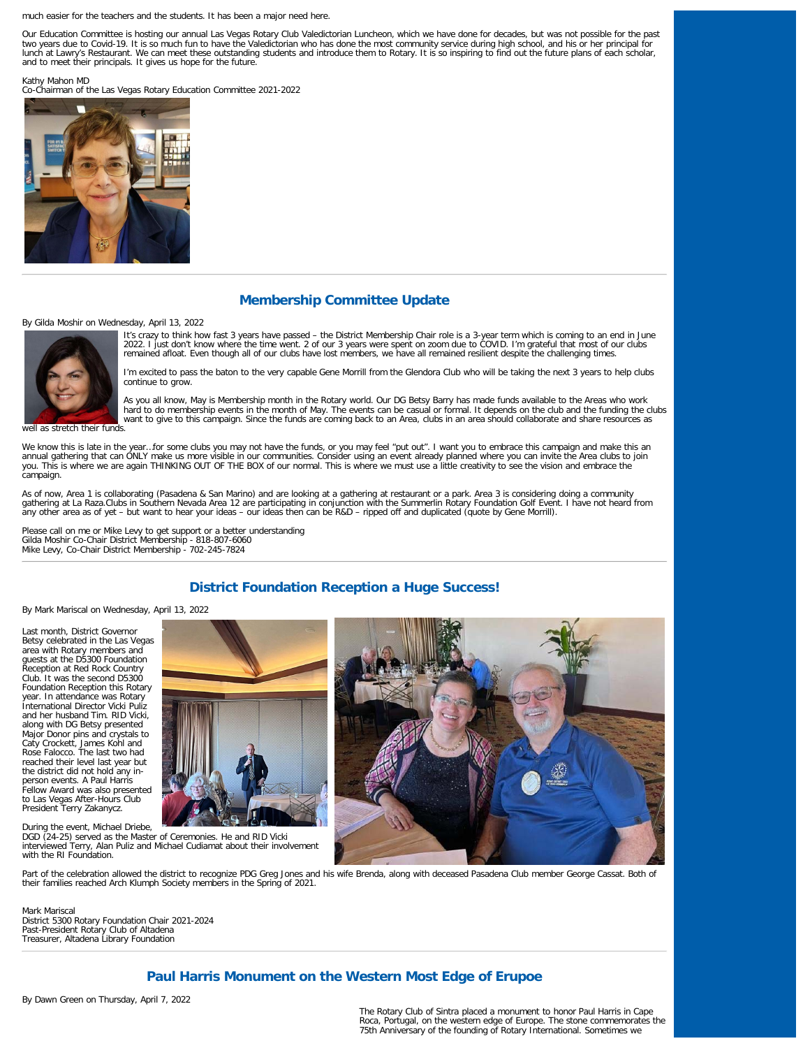much easier for the teachers and the students. It has been a major need here.

Our Education Committee is hosting our annual Las Vegas Rotary Club Valedictorian Luncheon, which we have done for decades, but was not possible for the past two years due to Covid-19. It is so much fun to have the Valedictorian who has done the most community service during high school, and his or her principal for lunch at Lawry's Restaurant. We can meet these outstanding students and introduce them to Rotary. It is so inspiring to find out the future plans of each scholar, and to meet their principals. It gives us hope for the future.

Kathy Mahon MD
Co-Chairman of the Las Vegas Rotary Education Committee 2021-2022

## Membership Committee Update

By Gilda Moshir on Wednesday, April 13, 2022

It's crazy to think how fast 3 years have passed – the District Membership Chair role is a 3-year term which is coming to an end in June 2022. I just don't know where the time went. 2 of our 3 years were spent on zoom due to COVID. I'm grateful that most of our clubs remained afloat. Even though all of our clubs have lost members, we have all remained resilient despite the challenging times.

I'm excited to pass the baton to the very capable Gene Morrill from the Glendora Club who will be taking the next 3 years to help clubs continue to grow.

As you all know, May is Membership month in the Rotary world. Our DG Betsy Barry has made funds available to the Areas who work hard to do membership events in the month of May. The events can be casual or formal. It depends on the club and the funding the clubs want to give to this campaign. Since the funds are coming back to an Area, clubs in an area should collaborate and share resources as well as stretch their funds.

We know this is late in the year…for some clubs you may not have the funds, or you may feel "put out". I want you to embrace this campaign and make this an annual gathering that can ONLY make us more visible in our communities. Consider using an event already planned where you can invite the Area clubs to join you. This is where we are again THINKING OUT OF THE BOX of our normal. This is where we must use a little creativity to see the vision and embrace the campaign.

As of now, Area 1 is collaborating (Pasadena & San Marino) and are looking at a gathering at restaurant or a park. Area 3 is considering doing a community gathering at La Raza.Clubs in Southern Nevada Area 12 are participating in conjunction with the Summerlin Rotary Foundation Golf Event. I have not heard from any other area as of yet – but want to hear your ideas – our ideas then can be R&D – ripped off and duplicated (quote by Gene Morrill).

Please call on me or Mike Levy to get support or a better understanding
Gilda Moshir Co-Chair District Membership - 818-807-6060
Mike Levy, Co-Chair District Membership - 702-245-7824

## District Foundation Reception a Huge Success!

By Mark Mariscal on Wednesday, April 13, 2022

Last month, District Governor Betsy celebrated in the Las Vegas area with Rotary members and guests at the D5300 Foundation Reception at Red Rock Country Club. It was the second D5300 Foundation Reception this Rotary year. In attendance was Rotary International Director Vicki Puliz and her husband Tim. RID Vicki, along with DG Betsy presented Major Donor pins and crystals to Caty Crockett, James Kohl and Rose Falocco. The last two had reached their level last year but the district did not hold any in-person events. A Paul Harris Fellow Award was also presented to Las Vegas After-Hours Club President Terry Zakanycz.

During the event, Michael Driebe, DGD (24-25) served as the Master of Ceremonies. He and RID Vicki interviewed Terry, Alan Puliz and Michael Cudiamat about their involvement with the RI Foundation.

Part of the celebration allowed the district to recognize PDG Greg Jones and his wife Brenda, along with deceased Pasadena Club member George Cassat. Both of their families reached Arch Klumph Society members in the Spring of 2021.

Mark Mariscal
District 5300 Rotary Foundation Chair 2021-2024
Past-President Rotary Club of Altadena
Treasurer, Altadena Library Foundation

## Paul Harris Monument on the Western Most Edge of Erupoe

By Dawn Green on Thursday, April 7, 2022

The Rotary Club of Sintra placed a monument to honor Paul Harris in Cape Roca, Portugal, on the western edge of Europe. The stone commemorates the 75th Anniversary of the founding of Rotary International. Sometimes we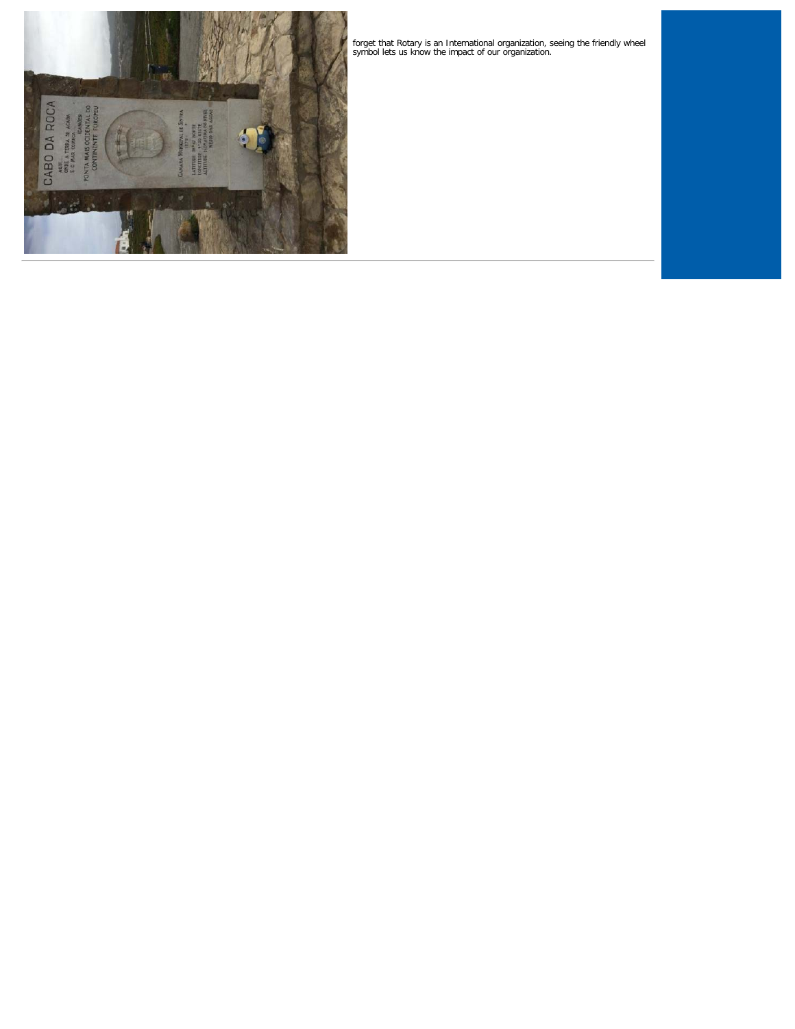forget that Rotary is an International organization, seeing the friendly wheel symbol lets us know the impact of our organization.